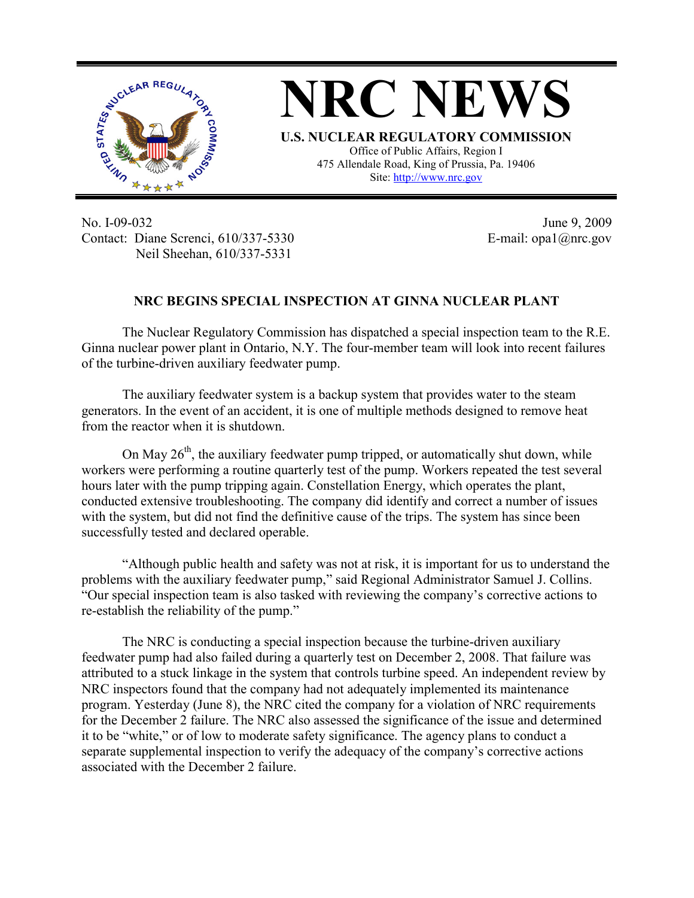# NRC NEWS

**U.S. NUCLEAR REGULATORY COMMISSION**
Office of Public Affairs, Region I
475 Allendale Road, King of Prussia, Pa. 19406
Site: http://www.nrc.gov

No. I-09-032
Contact: Diane Screnci, 610/337-5330
Neil Sheehan, 610/337-5331

June 9, 2009
E-mail: opa1@nrc.gov

## NRC BEGINS SPECIAL INSPECTION AT GINNA NUCLEAR PLANT

The Nuclear Regulatory Commission has dispatched a special inspection team to the R.E. Ginna nuclear power plant in Ontario, N.Y. The four-member team will look into recent failures of the turbine-driven auxiliary feedwater pump.

The auxiliary feedwater system is a backup system that provides water to the steam generators. In the event of an accident, it is one of multiple methods designed to remove heat from the reactor when it is shutdown.

On May 26th, the auxiliary feedwater pump tripped, or automatically shut down, while workers were performing a routine quarterly test of the pump. Workers repeated the test several hours later with the pump tripping again. Constellation Energy, which operates the plant, conducted extensive troubleshooting. The company did identify and correct a number of issues with the system, but did not find the definitive cause of the trips. The system has since been successfully tested and declared operable.

"Although public health and safety was not at risk, it is important for us to understand the problems with the auxiliary feedwater pump," said Regional Administrator Samuel J. Collins. "Our special inspection team is also tasked with reviewing the company's corrective actions to re-establish the reliability of the pump."

The NRC is conducting a special inspection because the turbine-driven auxiliary feedwater pump had also failed during a quarterly test on December 2, 2008. That failure was attributed to a stuck linkage in the system that controls turbine speed. An independent review by NRC inspectors found that the company had not adequately implemented its maintenance program. Yesterday (June 8), the NRC cited the company for a violation of NRC requirements for the December 2 failure. The NRC also assessed the significance of the issue and determined it to be "white," or of low to moderate safety significance. The agency plans to conduct a separate supplemental inspection to verify the adequacy of the company's corrective actions associated with the December 2 failure.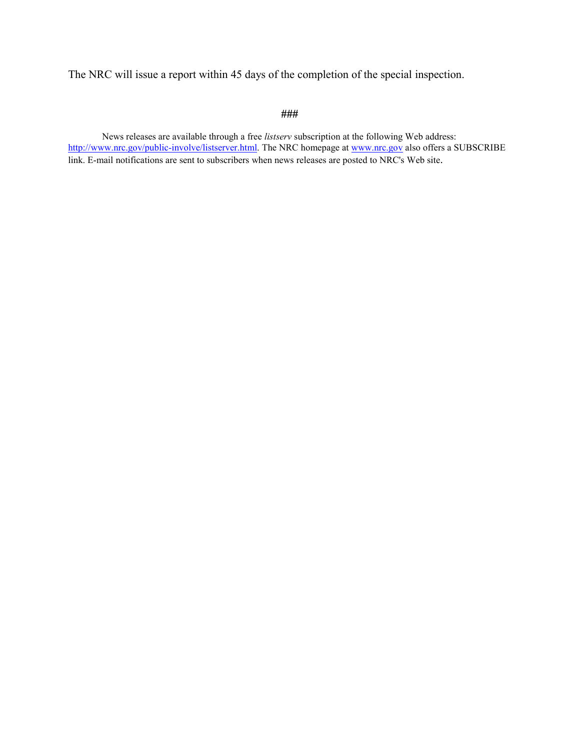The NRC will issue a report within 45 days of the completion of the special inspection.

###

News releases are available through a free *listserv* subscription at the following Web address: http://www.nrc.gov/public-involve/listserver.html. The NRC homepage at www.nrc.gov also offers a SUBSCRIBE link. E-mail notifications are sent to subscribers when news releases are posted to NRC's Web site.